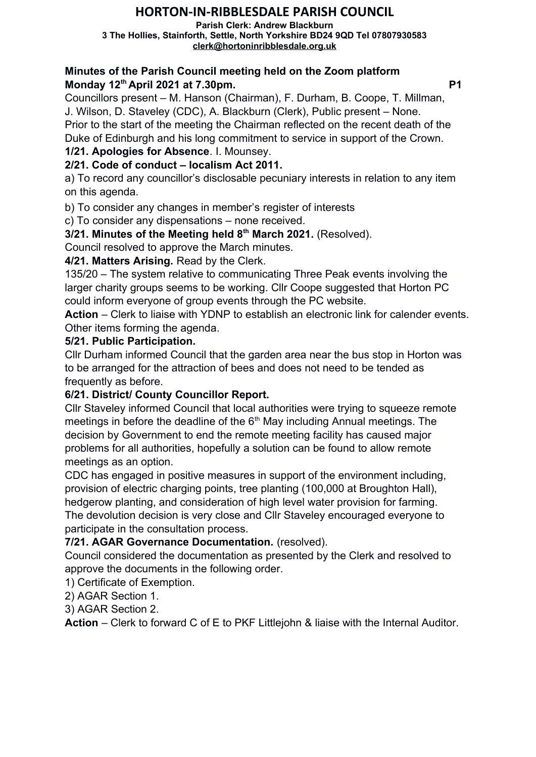# HORTON-IN-RIBBLESDALE PARISH COUNCIL

**Parish Clerk: Andrew Blackburn**
**3 The Hollies, Stainforth, Settle, North Yorkshire BD24 9QD Tel 07807930583**
**clerk@hortoninribblesdale.org.uk**

**Minutes of the Parish Council meeting held on the Zoom platform**
**Monday 12th April 2021 at 7.30pm.** **P1**

Councillors present – M. Hanson (Chairman), F. Durham, B. Coope, T. Millman, J. Wilson, D. Staveley (CDC), A. Blackburn (Clerk), Public present – None.

Prior to the start of the meeting the Chairman reflected on the recent death of the Duke of Edinburgh and his long commitment to service in support of the Crown.

**1/21. Apologies for Absence**. I. Mounsey.

**2/21. Code of conduct – localism Act 2011.**

a) To record any councillor's disclosable pecuniary interests in relation to any item on this agenda.

b) To consider any changes in member's register of interests

c) To consider any dispensations – none received.

**3/21. Minutes of the Meeting held 8th March 2021.** (Resolved).

Council resolved to approve the March minutes.

**4/21. Matters Arising.** Read by the Clerk.

135/20 – The system relative to communicating Three Peak events involving the larger charity groups seems to be working. Cllr Coope suggested that Horton PC could inform everyone of group events through the PC website.

**Action** – Clerk to liaise with YDNP to establish an electronic link for calender events.

Other items forming the agenda.

**5/21. Public Participation.**

Cllr Durham informed Council that the garden area near the bus stop in Horton was to be arranged for the attraction of bees and does not need to be tended as frequently as before.

**6/21. District/ County Councillor Report.**

Cllr Staveley informed Council that local authorities were trying to squeeze remote meetings in before the deadline of the 6th May including Annual meetings. The decision by Government to end the remote meeting facility has caused major problems for all authorities, hopefully a solution can be found to allow remote meetings as an option.

CDC has engaged in positive measures in support of the environment including, provision of electric charging points, tree planting (100,000 at Broughton Hall), hedgerow planting, and consideration of high level water provision for farming.

The devolution decision is very close and Cllr Staveley encouraged everyone to participate in the consultation process.

**7/21. AGAR Governance Documentation.** (resolved).

Council considered the documentation as presented by the Clerk and resolved to approve the documents in the following order.

1) Certificate of Exemption.

2) AGAR Section 1.

3) AGAR Section 2.

**Action** – Clerk to forward C of E to PKF Littlejohn & liaise with the Internal Auditor.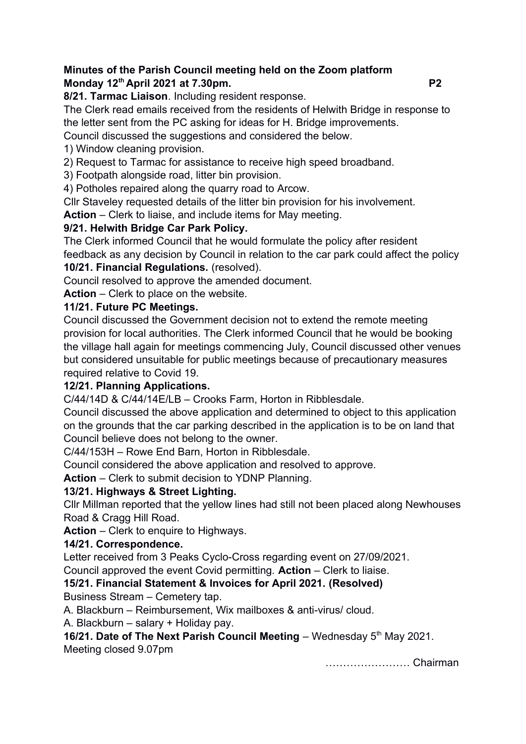**Minutes of the Parish Council meeting held on the Zoom platform**
**Monday 12th April 2021 at 7.30pm.**

**8/21. Tarmac Liaison**. Including resident response.
The Clerk read emails received from the residents of Helwith Bridge in response to the letter sent from the PC asking for ideas for H. Bridge improvements.
Council discussed the suggestions and considered the below.

1) Window cleaning provision.
2) Request to Tarmac for assistance to receive high speed broadband.
3) Footpath alongside road, litter bin provision.
4) Potholes repaired along the quarry road to Arcow.

Cllr Staveley requested details of the litter bin provision for his involvement.
**Action** – Clerk to liaise, and include items for May meeting.

**9/21. Helwith Bridge Car Park Policy.**
The Clerk informed Council that he would formulate the policy after resident feedback as any decision by Council in relation to the car park could affect the policy

**10/21. Financial Regulations.** (resolved).
Council resolved to approve the amended document.
**Action** – Clerk to place on the website.

**11/21. Future PC Meetings.**
Council discussed the Government decision not to extend the remote meeting provision for local authorities. The Clerk informed Council that he would be booking the village hall again for meetings commencing July, Council discussed other venues but considered unsuitable for public meetings because of precautionary measures required relative to Covid 19.

**12/21. Planning Applications.**
C/44/14D & C/44/14E/LB – Crooks Farm, Horton in Ribblesdale.
Council discussed the above application and determined to object to this application on the grounds that the car parking described in the application is to be on land that Council believe does not belong to the owner.
C/44/153H – Rowe End Barn, Horton in Ribblesdale.
Council considered the above application and resolved to approve.
**Action** – Clerk to submit decision to YDNP Planning.

**13/21. Highways & Street Lighting.**
Cllr Millman reported that the yellow lines had still not been placed along Newhouses Road & Cragg Hill Road.
**Action** – Clerk to enquire to Highways.

**14/21. Correspondence.**
Letter received from 3 Peaks Cyclo-Cross regarding event on 27/09/2021.
Council approved the event Covid permitting. **Action** – Clerk to liaise.

**15/21. Financial Statement & Invoices for April 2021. (Resolved)**
Business Stream – Cemetery tap.
A. Blackburn – Reimbursement, Wix mailboxes & anti-virus/ cloud.
A. Blackburn – salary + Holiday pay.

**16/21. Date of The Next Parish Council Meeting** – Wednesday 5th May 2021.
Meeting closed 9.07pm

…………………… Chairman